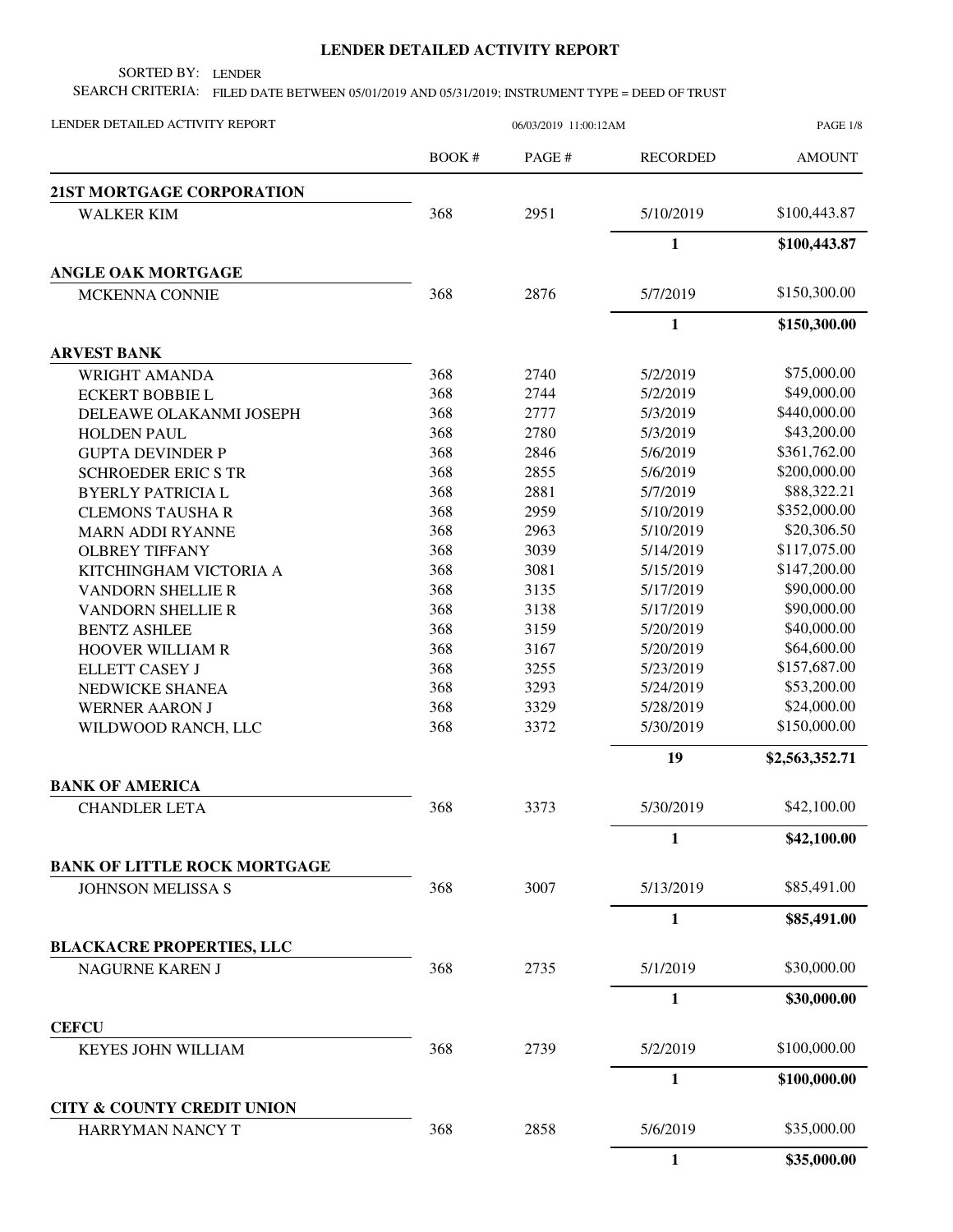# LENDER DETAILED ACTIVITY REPORT

SORTED BY: LENDER

SEARCH CRITERIA: FILED DATE BETWEEN 05/01/2019 AND 05/31/2019; INSTRUMENT TYPE = DEED OF TRUST

LENDER DETAILED ACTIVITY REPORT — 06/03/2019 11:00:12AM

| | BOOK # | PAGE # | RECORDED | AMOUNT |
|---|---|---|---|---|
| **21ST MORTGAGE CORPORATION** | | | | |
| WALKER KIM | 368 | 2951 | 5/10/2019 | $100,443.87 |
| | | | **1** | **$100,443.87** |
| **ANGLE OAK MORTGAGE** | | | | |
| MCKENNA CONNIE | 368 | 2876 | 5/7/2019 | $150,300.00 |
| | | | **1** | **$150,300.00** |
| **ARVEST BANK** | | | | |
| WRIGHT AMANDA | 368 | 2740 | 5/2/2019 | $75,000.00 |
| ECKERT BOBBIE L | 368 | 2744 | 5/2/2019 | $49,000.00 |
| DELEAWE OLAKANMI JOSEPH | 368 | 2777 | 5/3/2019 | $440,000.00 |
| HOLDEN PAUL | 368 | 2780 | 5/3/2019 | $43,200.00 |
| GUPTA DEVINDER P | 368 | 2846 | 5/6/2019 | $361,762.00 |
| SCHROEDER ERIC S TR | 368 | 2855 | 5/6/2019 | $200,000.00 |
| BYERLY PATRICIA L | 368 | 2881 | 5/7/2019 | $88,322.21 |
| CLEMONS TAUSHA R | 368 | 2959 | 5/10/2019 | $352,000.00 |
| MARN ADDI RYANNE | 368 | 2963 | 5/10/2019 | $20,306.50 |
| OLBREY TIFFANY | 368 | 3039 | 5/14/2019 | $117,075.00 |
| KITCHINGHAM VICTORIA A | 368 | 3081 | 5/15/2019 | $147,200.00 |
| VANDORN SHELLIE R | 368 | 3135 | 5/17/2019 | $90,000.00 |
| VANDORN SHELLIE R | 368 | 3138 | 5/17/2019 | $90,000.00 |
| BENTZ ASHLEE | 368 | 3159 | 5/20/2019 | $40,000.00 |
| HOOVER WILLIAM R | 368 | 3167 | 5/20/2019 | $64,600.00 |
| ELLETT CASEY J | 368 | 3255 | 5/23/2019 | $157,687.00 |
| NEDWICKE SHANEA | 368 | 3293 | 5/24/2019 | $53,200.00 |
| WERNER AARON J | 368 | 3329 | 5/28/2019 | $24,000.00 |
| WILDWOOD RANCH, LLC | 368 | 3372 | 5/30/2019 | $150,000.00 |
| | | | **19** | **$2,563,352.71** |
| **BANK OF AMERICA** | | | | |
| CHANDLER LETA | 368 | 3373 | 5/30/2019 | $42,100.00 |
| | | | **1** | **$42,100.00** |
| **BANK OF LITTLE ROCK MORTGAGE** | | | | |
| JOHNSON MELISSA S | 368 | 3007 | 5/13/2019 | $85,491.00 |
| | | | **1** | **$85,491.00** |
| **BLACKACRE PROPERTIES, LLC** | | | | |
| NAGURNE KAREN J | 368 | 2735 | 5/1/2019 | $30,000.00 |
| | | | **1** | **$30,000.00** |
| **CEFCU** | | | | |
| KEYES JOHN WILLIAM | 368 | 2739 | 5/2/2019 | $100,000.00 |
| | | | **1** | **$100,000.00** |
| **CITY & COUNTY CREDIT UNION** | | | | |
| HARRYMAN NANCY T | 368 | 2858 | 5/6/2019 | $35,000.00 |
| | | | **1** | **$35,000.00** |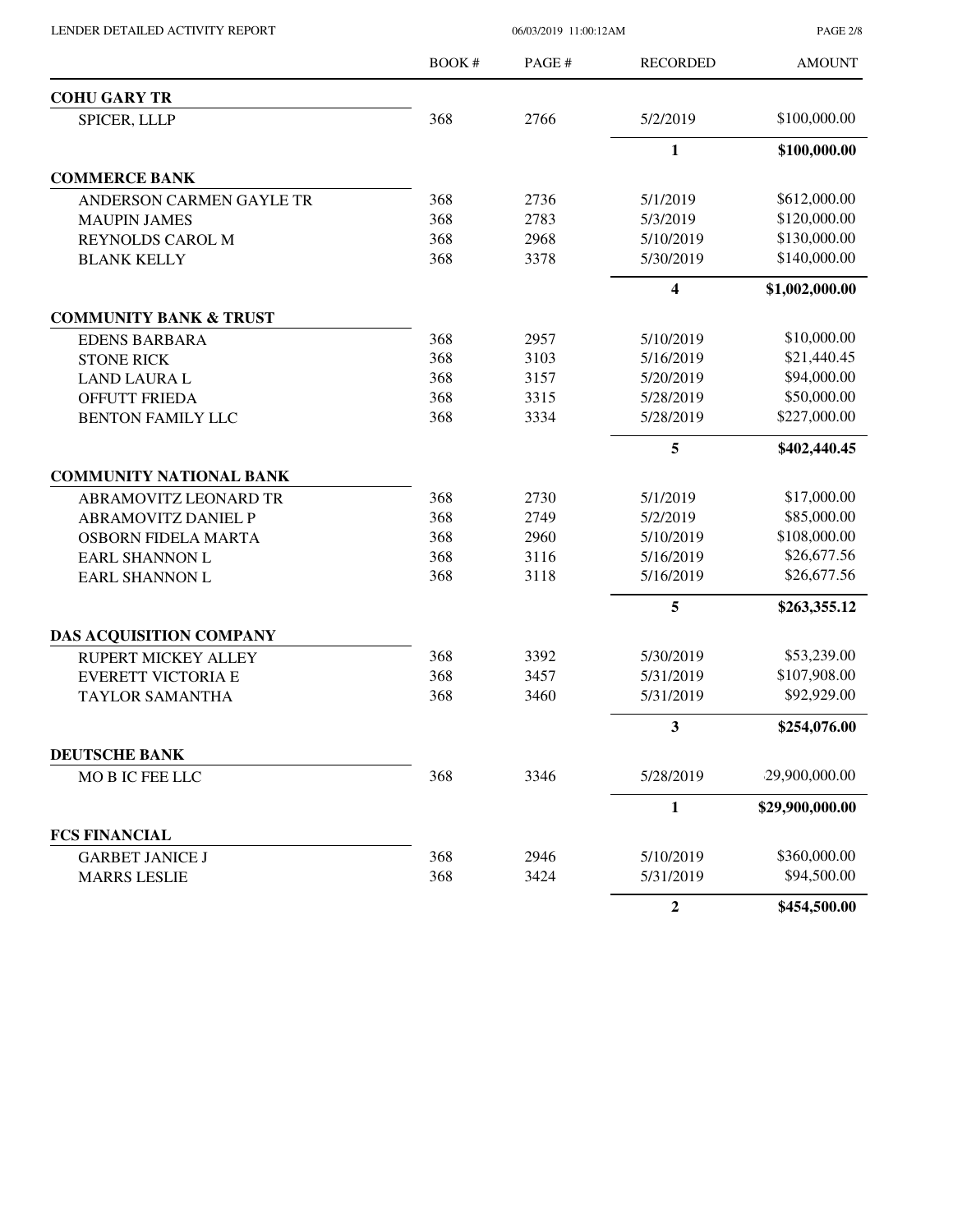| | BOOK # | PAGE # | RECORDED | AMOUNT |
|---|---|---|---|---|
| **COHU GARY TR** | | | | |
| SPICER, LLLP | 368 | 2766 | 5/2/2019 | $100,000.00 |
| | | | **1** | **$100,000.00** |
| **COMMERCE BANK** | | | | |
| ANDERSON CARMEN GAYLE TR | 368 | 2736 | 5/1/2019 | $612,000.00 |
| MAUPIN JAMES | 368 | 2783 | 5/3/2019 | $120,000.00 |
| REYNOLDS CAROL M | 368 | 2968 | 5/10/2019 | $130,000.00 |
| BLANK KELLY | 368 | 3378 | 5/30/2019 | $140,000.00 |
| | | | **4** | **$1,002,000.00** |
| **COMMUNITY BANK & TRUST** | | | | |
| EDENS BARBARA | 368 | 2957 | 5/10/2019 | $10,000.00 |
| STONE RICK | 368 | 3103 | 5/16/2019 | $21,440.45 |
| LAND LAURA L | 368 | 3157 | 5/20/2019 | $94,000.00 |
| OFFUTT FRIEDA | 368 | 3315 | 5/28/2019 | $50,000.00 |
| BENTON FAMILY LLC | 368 | 3334 | 5/28/2019 | $227,000.00 |
| | | | **5** | **$402,440.45** |
| **COMMUNITY NATIONAL BANK** | | | | |
| ABRAMOVITZ LEONARD TR | 368 | 2730 | 5/1/2019 | $17,000.00 |
| ABRAMOVITZ DANIEL P | 368 | 2749 | 5/2/2019 | $85,000.00 |
| OSBORN FIDELA MARTA | 368 | 2960 | 5/10/2019 | $108,000.00 |
| EARL SHANNON L | 368 | 3116 | 5/16/2019 | $26,677.56 |
| EARL SHANNON L | 368 | 3118 | 5/16/2019 | $26,677.56 |
| | | | **5** | **$263,355.12** |
| **DAS ACQUISITION COMPANY** | | | | |
| RUPERT MICKEY ALLEY | 368 | 3392 | 5/30/2019 | $53,239.00 |
| EVERETT VICTORIA E | 368 | 3457 | 5/31/2019 | $107,908.00 |
| TAYLOR SAMANTHA | 368 | 3460 | 5/31/2019 | $92,929.00 |
| | | | **3** | **$254,076.00** |
| **DEUTSCHE BANK** | | | | |
| MO B IC FEE LLC | 368 | 3346 | 5/28/2019 | 29,900,000.00 |
| | | | **1** | **$29,900,000.00** |
| **FCS FINANCIAL** | | | | |
| GARBET JANICE J | 368 | 2946 | 5/10/2019 | $360,000.00 |
| MARRS LESLIE | 368 | 3424 | 5/31/2019 | $94,500.00 |
| | | | **2** | **$454,500.00** |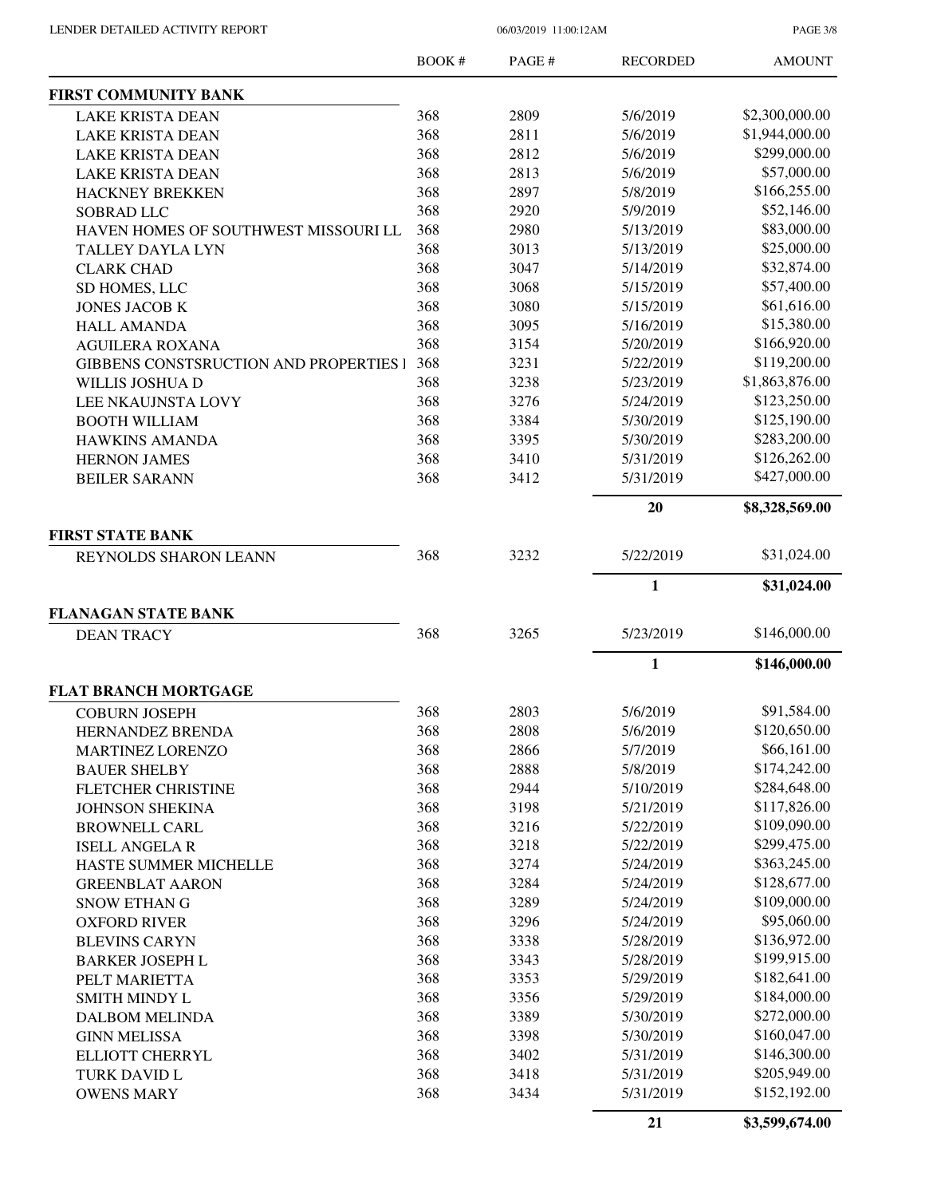LENDER DETAILED ACTIVITY REPORT 06/03/2019 11:00:12AM

| | BOOK # | PAGE # | RECORDED | AMOUNT |
|---|---|---|---|---|
| **FIRST COMMUNITY BANK** | | | | |
| LAKE KRISTA DEAN | 368 | 2809 | 5/6/2019 | $2,300,000.00 |
| LAKE KRISTA DEAN | 368 | 2811 | 5/6/2019 | $1,944,000.00 |
| LAKE KRISTA DEAN | 368 | 2812 | 5/6/2019 | $299,000.00 |
| LAKE KRISTA DEAN | 368 | 2813 | 5/6/2019 | $57,000.00 |
| HACKNEY BREKKEN | 368 | 2897 | 5/8/2019 | $166,255.00 |
| SOBRAD LLC | 368 | 2920 | 5/9/2019 | $52,146.00 |
| HAVEN HOMES OF SOUTHWEST MISSOURI LL | 368 | 2980 | 5/13/2019 | $83,000.00 |
| TALLEY DAYLA LYN | 368 | 3013 | 5/13/2019 | $25,000.00 |
| CLARK CHAD | 368 | 3047 | 5/14/2019 | $32,874.00 |
| SD HOMES, LLC | 368 | 3068 | 5/15/2019 | $57,400.00 |
| JONES JACOB K | 368 | 3080 | 5/15/2019 | $61,616.00 |
| HALL AMANDA | 368 | 3095 | 5/16/2019 | $15,380.00 |
| AGUILERA ROXANA | 368 | 3154 | 5/20/2019 | $166,920.00 |
| GIBBENS CONSTSRUCTION AND PROPERTIES I | 368 | 3231 | 5/22/2019 | $119,200.00 |
| WILLIS JOSHUA D | 368 | 3238 | 5/23/2019 | $1,863,876.00 |
| LEE NKAUJNSTA LOVY | 368 | 3276 | 5/24/2019 | $123,250.00 |
| BOOTH WILLIAM | 368 | 3384 | 5/30/2019 | $125,190.00 |
| HAWKINS AMANDA | 368 | 3395 | 5/30/2019 | $283,200.00 |
| HERNON JAMES | 368 | 3410 | 5/31/2019 | $126,262.00 |
| BEILER SARANN | 368 | 3412 | 5/31/2019 | $427,000.00 |
| | | | **20** | **$8,328,569.00** |
| **FIRST STATE BANK** | | | | |
| REYNOLDS SHARON LEANN | 368 | 3232 | 5/22/2019 | $31,024.00 |
| | | | **1** | **$31,024.00** |
| **FLANAGAN STATE BANK** | | | | |
| DEAN TRACY | 368 | 3265 | 5/23/2019 | $146,000.00 |
| | | | **1** | **$146,000.00** |
| **FLAT BRANCH MORTGAGE** | | | | |
| COBURN JOSEPH | 368 | 2803 | 5/6/2019 | $91,584.00 |
| HERNANDEZ BRENDA | 368 | 2808 | 5/6/2019 | $120,650.00 |
| MARTINEZ LORENZO | 368 | 2866 | 5/7/2019 | $66,161.00 |
| BAUER SHELBY | 368 | 2888 | 5/8/2019 | $174,242.00 |
| FLETCHER CHRISTINE | 368 | 2944 | 5/10/2019 | $284,648.00 |
| JOHNSON SHEKINA | 368 | 3198 | 5/21/2019 | $117,826.00 |
| BROWNELL CARL | 368 | 3216 | 5/22/2019 | $109,090.00 |
| ISELL ANGELA R | 368 | 3218 | 5/22/2019 | $299,475.00 |
| HASTE SUMMER MICHELLE | 368 | 3274 | 5/24/2019 | $363,245.00 |
| GREENBLAT AARON | 368 | 3284 | 5/24/2019 | $128,677.00 |
| SNOW ETHAN G | 368 | 3289 | 5/24/2019 | $109,000.00 |
| OXFORD RIVER | 368 | 3296 | 5/24/2019 | $95,060.00 |
| BLEVINS CARYN | 368 | 3338 | 5/28/2019 | $136,972.00 |
| BARKER JOSEPH L | 368 | 3343 | 5/28/2019 | $199,915.00 |
| PELT MARIETTA | 368 | 3353 | 5/29/2019 | $182,641.00 |
| SMITH MINDY L | 368 | 3356 | 5/29/2019 | $184,000.00 |
| DALBOM MELINDA | 368 | 3389 | 5/30/2019 | $272,000.00 |
| GINN MELISSA | 368 | 3398 | 5/30/2019 | $160,047.00 |
| ELLIOTT CHERRYL | 368 | 3402 | 5/31/2019 | $146,300.00 |
| TURK DAVID L | 368 | 3418 | 5/31/2019 | $205,949.00 |
| OWENS MARY | 368 | 3434 | 5/31/2019 | $152,192.00 |
| | | | **21** | **$3,599,674.00** |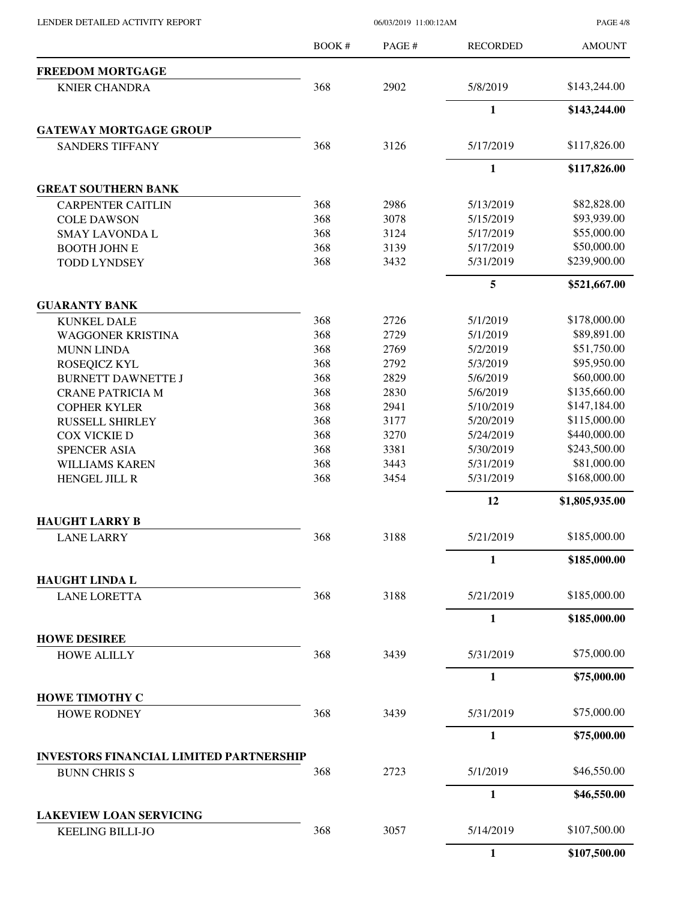| | BOOK # | PAGE # | RECORDED | AMOUNT |
|---|---|---|---|---|
| **FREEDOM MORTGAGE** | | | | |
| KNIER CHANDRA | 368 | 2902 | 5/8/2019 | $143,244.00 |
| | | | **1** | **$143,244.00** |
| **GATEWAY MORTGAGE GROUP** | | | | |
| SANDERS TIFFANY | 368 | 3126 | 5/17/2019 | $117,826.00 |
| | | | **1** | **$117,826.00** |
| **GREAT SOUTHERN BANK** | | | | |
| CARPENTER CAITLIN | 368 | 2986 | 5/13/2019 | $82,828.00 |
| COLE DAWSON | 368 | 3078 | 5/15/2019 | $93,939.00 |
| SMAY LAVONDA L | 368 | 3124 | 5/17/2019 | $55,000.00 |
| BOOTH JOHN E | 368 | 3139 | 5/17/2019 | $50,000.00 |
| TODD LYNDSEY | 368 | 3432 | 5/31/2019 | $239,900.00 |
| | | | **5** | **$521,667.00** |
| **GUARANTY BANK** | | | | |
| KUNKEL DALE | 368 | 2726 | 5/1/2019 | $178,000.00 |
| WAGGONER KRISTINA | 368 | 2729 | 5/1/2019 | $89,891.00 |
| MUNN LINDA | 368 | 2769 | 5/2/2019 | $51,750.00 |
| ROSEQICZ KYL | 368 | 2792 | 5/3/2019 | $95,950.00 |
| BURNETT DAWNETTE J | 368 | 2829 | 5/6/2019 | $60,000.00 |
| CRANE PATRICIA M | 368 | 2830 | 5/6/2019 | $135,660.00 |
| COPHER KYLER | 368 | 2941 | 5/10/2019 | $147,184.00 |
| RUSSELL SHIRLEY | 368 | 3177 | 5/20/2019 | $115,000.00 |
| COX VICKIE D | 368 | 3270 | 5/24/2019 | $440,000.00 |
| SPENCER ASIA | 368 | 3381 | 5/30/2019 | $243,500.00 |
| WILLIAMS KAREN | 368 | 3443 | 5/31/2019 | $81,000.00 |
| HENGEL JILL R | 368 | 3454 | 5/31/2019 | $168,000.00 |
| | | | **12** | **$1,805,935.00** |
| **HAUGHT LARRY B** | | | | |
| LANE LARRY | 368 | 3188 | 5/21/2019 | $185,000.00 |
| | | | **1** | **$185,000.00** |
| **HAUGHT LINDA L** | | | | |
| LANE LORETTA | 368 | 3188 | 5/21/2019 | $185,000.00 |
| | | | **1** | **$185,000.00** |
| **HOWE DESIREE** | | | | |
| HOWE ALILLY | 368 | 3439 | 5/31/2019 | $75,000.00 |
| | | | **1** | **$75,000.00** |
| **HOWE TIMOTHY C** | | | | |
| HOWE RODNEY | 368 | 3439 | 5/31/2019 | $75,000.00 |
| | | | **1** | **$75,000.00** |
| **INVESTORS FINANCIAL LIMITED PARTNERSHIP** | | | | |
| BUNN CHRIS S | 368 | 2723 | 5/1/2019 | $46,550.00 |
| | | | **1** | **$46,550.00** |
| **LAKEVIEW LOAN SERVICING** | | | | |
| KEELING BILLI-JO | 368 | 3057 | 5/14/2019 | $107,500.00 |
| | | | **1** | **$107,500.00** |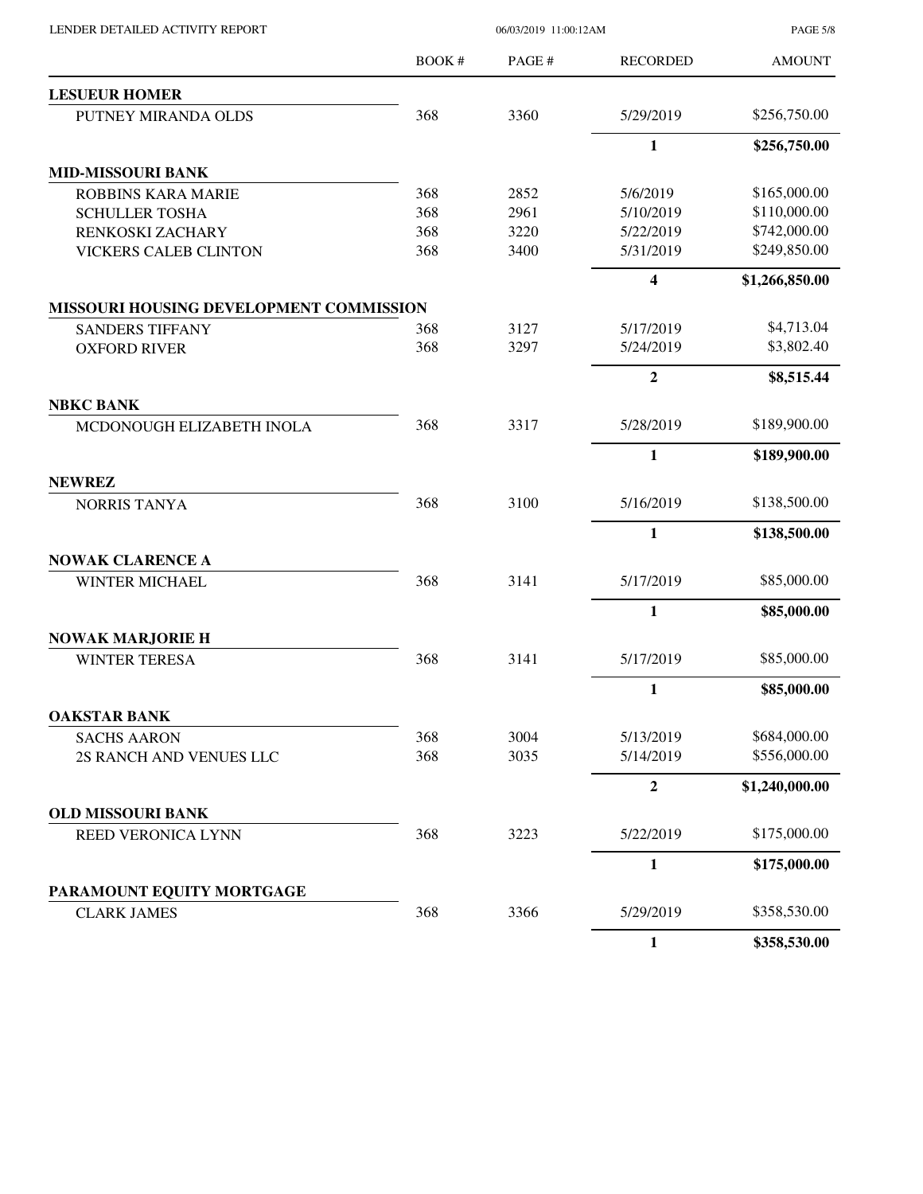| | BOOK # | PAGE # | RECORDED | AMOUNT |
|---|---|---|---|---|
| **LESUEUR HOMER** | | | | |
| PUTNEY MIRANDA OLDS | 368 | 3360 | 5/29/2019 | $256,750.00 |
| | | | **1** | **$256,750.00** |
| **MID-MISSOURI BANK** | | | | |
| ROBBINS KARA MARIE | 368 | 2852 | 5/6/2019 | $165,000.00 |
| SCHULLER TOSHA | 368 | 2961 | 5/10/2019 | $110,000.00 |
| RENKOSKI ZACHARY | 368 | 3220 | 5/22/2019 | $742,000.00 |
| VICKERS CALEB CLINTON | 368 | 3400 | 5/31/2019 | $249,850.00 |
| | | | **4** | **$1,266,850.00** |
| **MISSOURI HOUSING DEVELOPMENT COMMISSION** | | | | |
| SANDERS TIFFANY | 368 | 3127 | 5/17/2019 | $4,713.04 |
| OXFORD RIVER | 368 | 3297 | 5/24/2019 | $3,802.40 |
| | | | **2** | **$8,515.44** |
| **NBKC BANK** | | | | |
| MCDONOUGH ELIZABETH INOLA | 368 | 3317 | 5/28/2019 | $189,900.00 |
| | | | **1** | **$189,900.00** |
| **NEWREZ** | | | | |
| NORRIS TANYA | 368 | 3100 | 5/16/2019 | $138,500.00 |
| | | | **1** | **$138,500.00** |
| **NOWAK CLARENCE A** | | | | |
| WINTER MICHAEL | 368 | 3141 | 5/17/2019 | $85,000.00 |
| | | | **1** | **$85,000.00** |
| **NOWAK MARJORIE H** | | | | |
| WINTER TERESA | 368 | 3141 | 5/17/2019 | $85,000.00 |
| | | | **1** | **$85,000.00** |
| **OAKSTAR BANK** | | | | |
| SACHS AARON | 368 | 3004 | 5/13/2019 | $684,000.00 |
| 2S RANCH AND VENUES LLC | 368 | 3035 | 5/14/2019 | $556,000.00 |
| | | | **2** | **$1,240,000.00** |
| **OLD MISSOURI BANK** | | | | |
| REED VERONICA LYNN | 368 | 3223 | 5/22/2019 | $175,000.00 |
| | | | **1** | **$175,000.00** |
| **PARAMOUNT EQUITY MORTGAGE** | | | | |
| CLARK JAMES | 368 | 3366 | 5/29/2019 | $358,530.00 |
| | | | **1** | **$358,530.00** |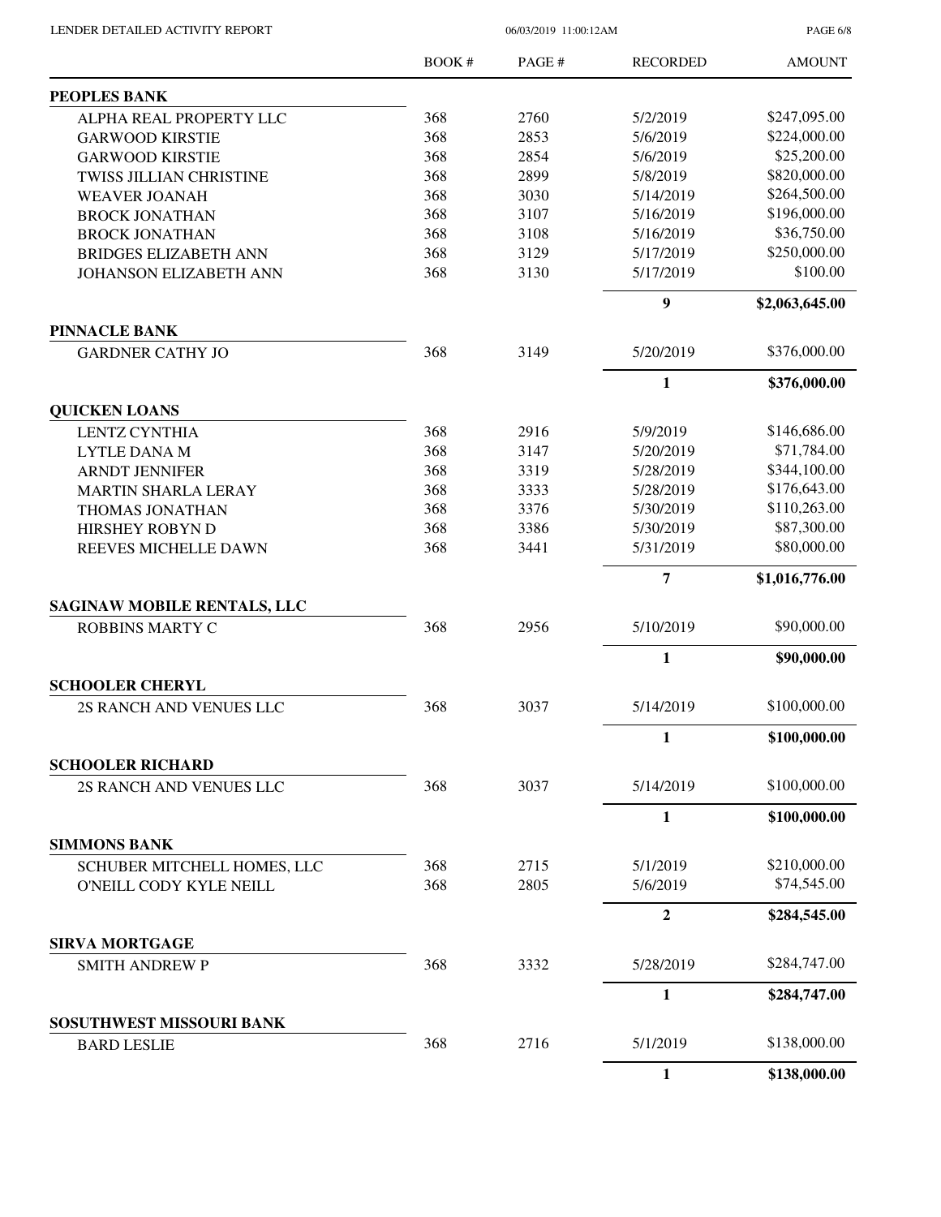| | BOOK # | PAGE # | RECORDED | AMOUNT |
|---|---|---|---|---|
| **PEOPLES BANK** | | | | |
| ALPHA REAL PROPERTY LLC | 368 | 2760 | 5/2/2019 | $247,095.00 |
| GARWOOD KIRSTIE | 368 | 2853 | 5/6/2019 | $224,000.00 |
| GARWOOD KIRSTIE | 368 | 2854 | 5/6/2019 | $25,200.00 |
| TWISS JILLIAN CHRISTINE | 368 | 2899 | 5/8/2019 | $820,000.00 |
| WEAVER JOANAH | 368 | 3030 | 5/14/2019 | $264,500.00 |
| BROCK JONATHAN | 368 | 3107 | 5/16/2019 | $196,000.00 |
| BROCK JONATHAN | 368 | 3108 | 5/16/2019 | $36,750.00 |
| BRIDGES ELIZABETH ANN | 368 | 3129 | 5/17/2019 | $250,000.00 |
| JOHANSON ELIZABETH ANN | 368 | 3130 | 5/17/2019 | $100.00 |
| | | | **9** | **$2,063,645.00** |
| **PINNACLE BANK** | | | | |
| GARDNER CATHY JO | 368 | 3149 | 5/20/2019 | $376,000.00 |
| | | | **1** | **$376,000.00** |
| **QUICKEN LOANS** | | | | |
| LENTZ CYNTHIA | 368 | 2916 | 5/9/2019 | $146,686.00 |
| LYTLE DANA M | 368 | 3147 | 5/20/2019 | $71,784.00 |
| ARNDT JENNIFER | 368 | 3319 | 5/28/2019 | $344,100.00 |
| MARTIN SHARLA LERAY | 368 | 3333 | 5/28/2019 | $176,643.00 |
| THOMAS JONATHAN | 368 | 3376 | 5/30/2019 | $110,263.00 |
| HIRSHEY ROBYN D | 368 | 3386 | 5/30/2019 | $87,300.00 |
| REEVES MICHELLE DAWN | 368 | 3441 | 5/31/2019 | $80,000.00 |
| | | | **7** | **$1,016,776.00** |
| **SAGINAW MOBILE RENTALS, LLC** | | | | |
| ROBBINS MARTY C | 368 | 2956 | 5/10/2019 | $90,000.00 |
| | | | **1** | **$90,000.00** |
| **SCHOOLER CHERYL** | | | | |
| 2S RANCH AND VENUES LLC | 368 | 3037 | 5/14/2019 | $100,000.00 |
| | | | **1** | **$100,000.00** |
| **SCHOOLER RICHARD** | | | | |
| 2S RANCH AND VENUES LLC | 368 | 3037 | 5/14/2019 | $100,000.00 |
| | | | **1** | **$100,000.00** |
| **SIMMONS BANK** | | | | |
| SCHUBER MITCHELL HOMES, LLC | 368 | 2715 | 5/1/2019 | $210,000.00 |
| O'NEILL CODY KYLE NEILL | 368 | 2805 | 5/6/2019 | $74,545.00 |
| | | | **2** | **$284,545.00** |
| **SIRVA MORTGAGE** | | | | |
| SMITH ANDREW P | 368 | 3332 | 5/28/2019 | $284,747.00 |
| | | | **1** | **$284,747.00** |
| **SOSUTHWEST MISSOURI BANK** | | | | |
| BARD LESLIE | 368 | 2716 | 5/1/2019 | $138,000.00 |
| | | | **1** | **$138,000.00** |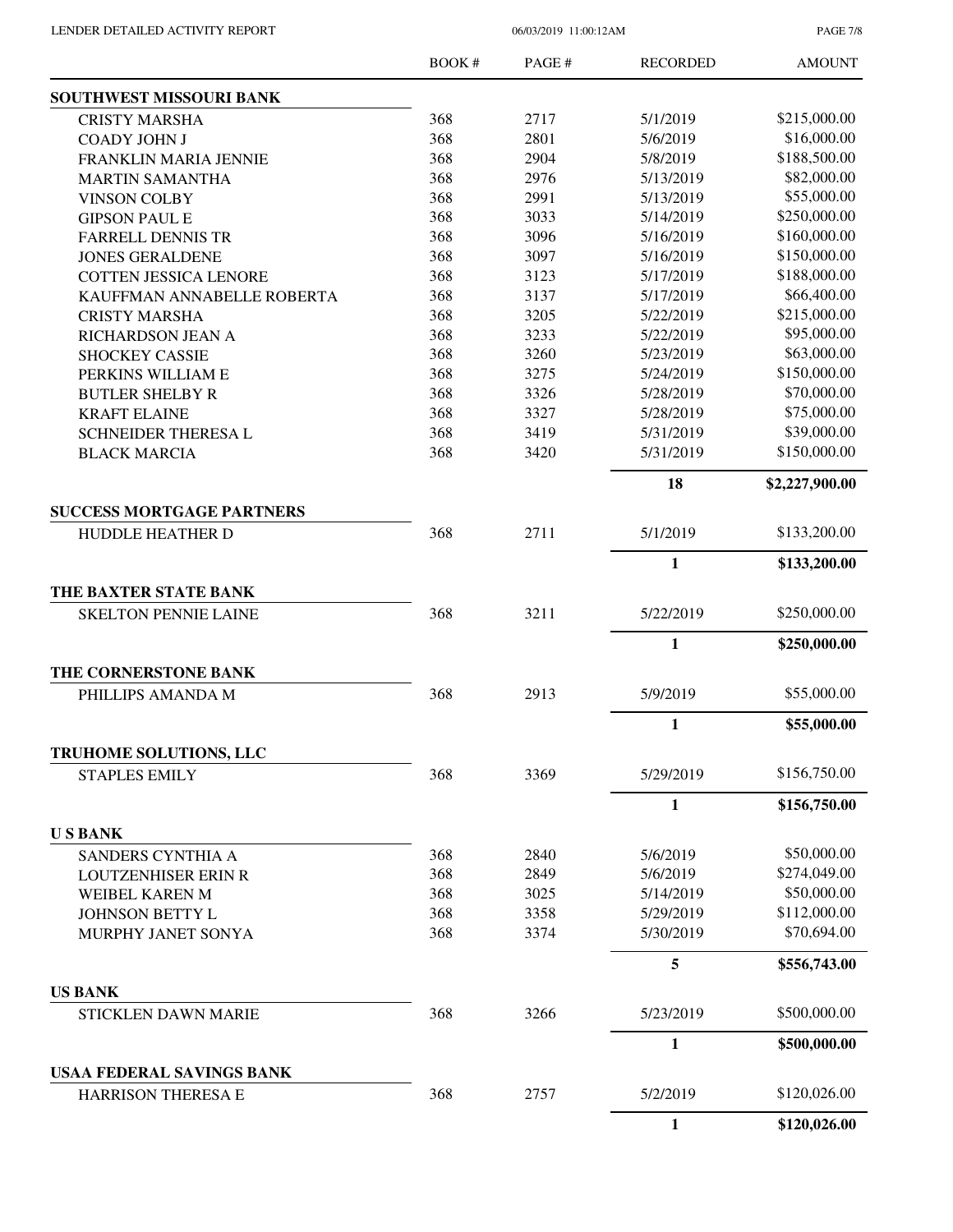| | BOOK # | PAGE # | RECORDED | AMOUNT |
|---|---|---|---|---|
| **SOUTHWEST MISSOURI BANK** | | | | |
| CRISTY MARSHA | 368 | 2717 | 5/1/2019 | $215,000.00 |
| COADY JOHN J | 368 | 2801 | 5/6/2019 | $16,000.00 |
| FRANKLIN MARIA JENNIE | 368 | 2904 | 5/8/2019 | $188,500.00 |
| MARTIN SAMANTHA | 368 | 2976 | 5/13/2019 | $82,000.00 |
| VINSON COLBY | 368 | 2991 | 5/13/2019 | $55,000.00 |
| GIPSON PAUL E | 368 | 3033 | 5/14/2019 | $250,000.00 |
| FARRELL DENNIS TR | 368 | 3096 | 5/16/2019 | $160,000.00 |
| JONES GERALDENE | 368 | 3097 | 5/16/2019 | $150,000.00 |
| COTTEN JESSICA LENORE | 368 | 3123 | 5/17/2019 | $188,000.00 |
| KAUFFMAN ANNABELLE ROBERTA | 368 | 3137 | 5/17/2019 | $66,400.00 |
| CRISTY MARSHA | 368 | 3205 | 5/22/2019 | $215,000.00 |
| RICHARDSON JEAN A | 368 | 3233 | 5/22/2019 | $95,000.00 |
| SHOCKEY CASSIE | 368 | 3260 | 5/23/2019 | $63,000.00 |
| PERKINS WILLIAM E | 368 | 3275 | 5/24/2019 | $150,000.00 |
| BUTLER SHELBY R | 368 | 3326 | 5/28/2019 | $70,000.00 |
| KRAFT ELAINE | 368 | 3327 | 5/28/2019 | $75,000.00 |
| SCHNEIDER THERESA L | 368 | 3419 | 5/31/2019 | $39,000.00 |
| BLACK MARCIA | 368 | 3420 | 5/31/2019 | $150,000.00 |
| | | | **18** | **$2,227,900.00** |
| **SUCCESS MORTGAGE PARTNERS** | | | | |
| HUDDLE HEATHER D | 368 | 2711 | 5/1/2019 | $133,200.00 |
| | | | **1** | **$133,200.00** |
| **THE BAXTER STATE BANK** | | | | |
| SKELTON PENNIE LAINE | 368 | 3211 | 5/22/2019 | $250,000.00 |
| | | | **1** | **$250,000.00** |
| **THE CORNERSTONE BANK** | | | | |
| PHILLIPS AMANDA M | 368 | 2913 | 5/9/2019 | $55,000.00 |
| | | | **1** | **$55,000.00** |
| **TRUHOME SOLUTIONS, LLC** | | | | |
| STAPLES EMILY | 368 | 3369 | 5/29/2019 | $156,750.00 |
| | | | **1** | **$156,750.00** |
| **U S BANK** | | | | |
| SANDERS CYNTHIA A | 368 | 2840 | 5/6/2019 | $50,000.00 |
| LOUTZENHISER ERIN R | 368 | 2849 | 5/6/2019 | $274,049.00 |
| WEIBEL KAREN M | 368 | 3025 | 5/14/2019 | $50,000.00 |
| JOHNSON BETTY L | 368 | 3358 | 5/29/2019 | $112,000.00 |
| MURPHY JANET SONYA | 368 | 3374 | 5/30/2019 | $70,694.00 |
| | | | **5** | **$556,743.00** |
| **US BANK** | | | | |
| STICKLEN DAWN MARIE | 368 | 3266 | 5/23/2019 | $500,000.00 |
| | | | **1** | **$500,000.00** |
| **USAA FEDERAL SAVINGS BANK** | | | | |
| HARRISON THERESA E | 368 | 2757 | 5/2/2019 | $120,026.00 |
| | | | **1** | **$120,026.00** |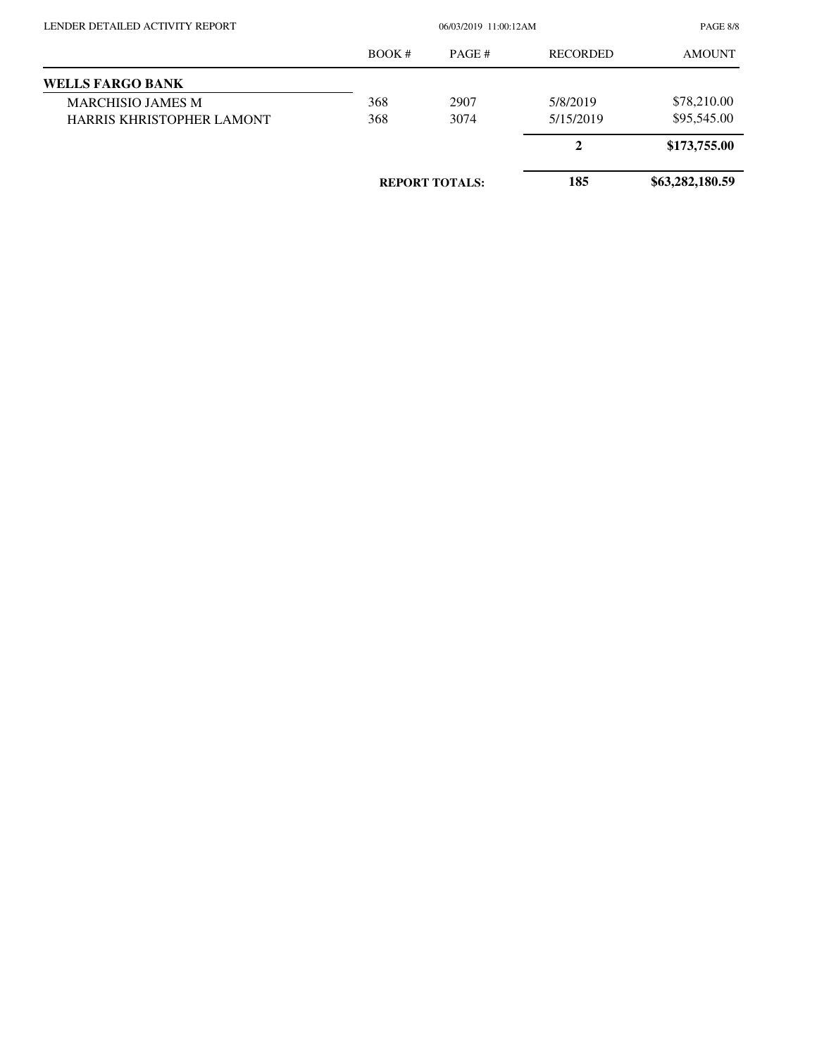| | BOOK # | PAGE # | RECORDED | AMOUNT |
|---|---|---|---|---|
| **WELLS FARGO BANK** | | | | |
| MARCHISIO JAMES M | 368 | 2907 | 5/8/2019 | $78,210.00 |
| HARRIS KHRISTOPHER LAMONT | 368 | 3074 | 5/15/2019 | $95,545.00 |
| | | | **2** | **$173,755.00** |
| | **REPORT TOTALS:** | | **185** | **$63,282,180.59** |